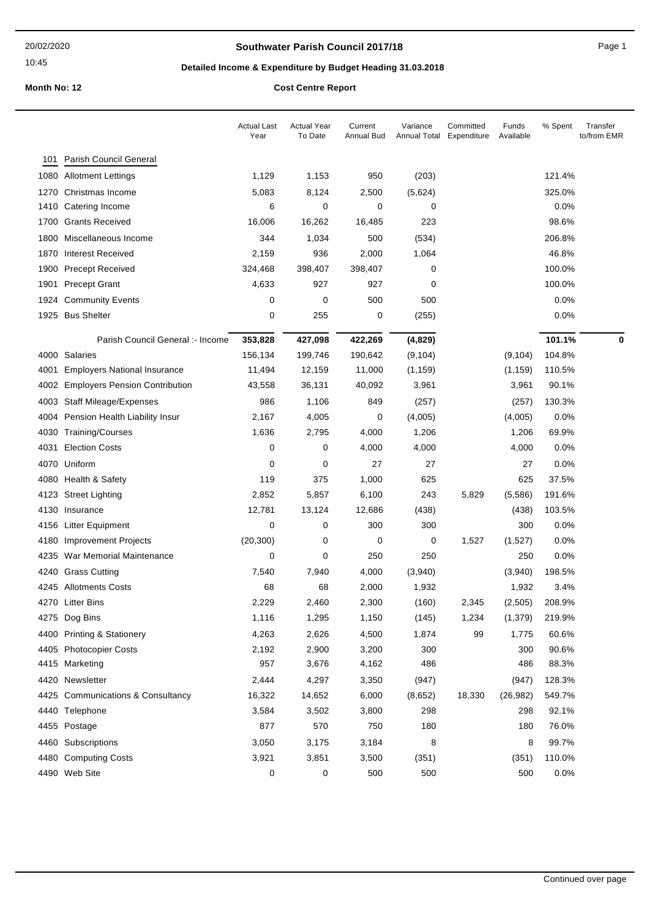# Southwater Parish Council 2017/18

## Detailed Income & Expenditure by Budget Heading 31.03.2018

**Month No: 12** **Cost Centre Report**

| | | Actual Last Year | Actual Year To Date | Current Annual Bud | Variance Annual Total | Committed Expenditure | Funds Available | % Spent | Transfer to/from EMR |
|---|---|---|---|---|---|---|---|---|---|
| 101 | Parish Council General | | | | | | | | |
| 1080 | Allotment Lettings | 1,129 | 1,153 | 950 | (203) | | | 121.4% | |
| 1270 | Christmas Income | 5,083 | 8,124 | 2,500 | (5,624) | | | 325.0% | |
| 1410 | Catering Income | 6 | 0 | 0 | 0 | | | 0.0% | |
| 1700 | Grants Received | 16,006 | 16,262 | 16,485 | 223 | | | 98.6% | |
| 1800 | Miscellaneous Income | 344 | 1,034 | 500 | (534) | | | 206.8% | |
| 1870 | Interest Received | 2,159 | 936 | 2,000 | 1,064 | | | 46.8% | |
| 1900 | Precept Received | 324,468 | 398,407 | 398,407 | 0 | | | 100.0% | |
| 1901 | Precept Grant | 4,633 | 927 | 927 | 0 | | | 100.0% | |
| 1924 | Community Events | 0 | 0 | 500 | 500 | | | 0.0% | |
| 1925 | Bus Shelter | 0 | 255 | 0 | (255) | | | 0.0% | |
| | **Parish Council General :- Income** | **353,828** | **427,098** | **422,269** | **(4,829)** | | | **101.1%** | **0** |
| 4000 | Salaries | 156,134 | 199,746 | 190,642 | (9,104) | | (9,104) | 104.8% | |
| 4001 | Employers National Insurance | 11,494 | 12,159 | 11,000 | (1,159) | | (1,159) | 110.5% | |
| 4002 | Employers Pension Contribution | 43,558 | 36,131 | 40,092 | 3,961 | | 3,961 | 90.1% | |
| 4003 | Staff Mileage/Expenses | 986 | 1,106 | 849 | (257) | | (257) | 130.3% | |
| 4004 | Pension Health Liability Insur | 2,167 | 4,005 | 0 | (4,005) | | (4,005) | 0.0% | |
| 4030 | Training/Courses | 1,636 | 2,795 | 4,000 | 1,206 | | 1,206 | 69.9% | |
| 4031 | Election Costs | 0 | 0 | 4,000 | 4,000 | | 4,000 | 0.0% | |
| 4070 | Uniform | 0 | 0 | 27 | 27 | | 27 | 0.0% | |
| 4080 | Health & Safety | 119 | 375 | 1,000 | 625 | | 625 | 37.5% | |
| 4123 | Street Lighting | 2,852 | 5,857 | 6,100 | 243 | 5,829 | (5,586) | 191.6% | |
| 4130 | Insurance | 12,781 | 13,124 | 12,686 | (438) | | (438) | 103.5% | |
| 4156 | Litter Equipment | 0 | 0 | 300 | 300 | | 300 | 0.0% | |
| 4180 | Improvement Projects | (20,300) | 0 | 0 | 0 | 1,527 | (1,527) | 0.0% | |
| 4235 | War Memorial Maintenance | 0 | 0 | 250 | 250 | | 250 | 0.0% | |
| 4240 | Grass Cutting | 7,540 | 7,940 | 4,000 | (3,940) | | (3,940) | 198.5% | |
| 4245 | Allotments Costs | 68 | 68 | 2,000 | 1,932 | | 1,932 | 3.4% | |
| 4270 | Litter Bins | 2,229 | 2,460 | 2,300 | (160) | 2,345 | (2,505) | 208.9% | |
| 4275 | Dog Bins | 1,116 | 1,295 | 1,150 | (145) | 1,234 | (1,379) | 219.9% | |
| 4400 | Printing & Stationery | 4,263 | 2,626 | 4,500 | 1,874 | 99 | 1,775 | 60.6% | |
| 4405 | Photocopier Costs | 2,192 | 2,900 | 3,200 | 300 | | 300 | 90.6% | |
| 4415 | Marketing | 957 | 3,676 | 4,162 | 486 | | 486 | 88.3% | |
| 4420 | Newsletter | 2,444 | 4,297 | 3,350 | (947) | | (947) | 128.3% | |
| 4425 | Communications & Consultancy | 16,322 | 14,652 | 6,000 | (8,652) | 18,330 | (26,982) | 549.7% | |
| 4440 | Telephone | 3,584 | 3,502 | 3,800 | 298 | | 298 | 92.1% | |
| 4455 | Postage | 877 | 570 | 750 | 180 | | 180 | 76.0% | |
| 4460 | Subscriptions | 3,050 | 3,175 | 3,184 | 8 | | 8 | 99.7% | |
| 4480 | Computing Costs | 3,921 | 3,851 | 3,500 | (351) | | (351) | 110.0% | |
| 4490 | Web Site | 0 | 0 | 500 | 500 | | 500 | 0.0% | |

Continued over page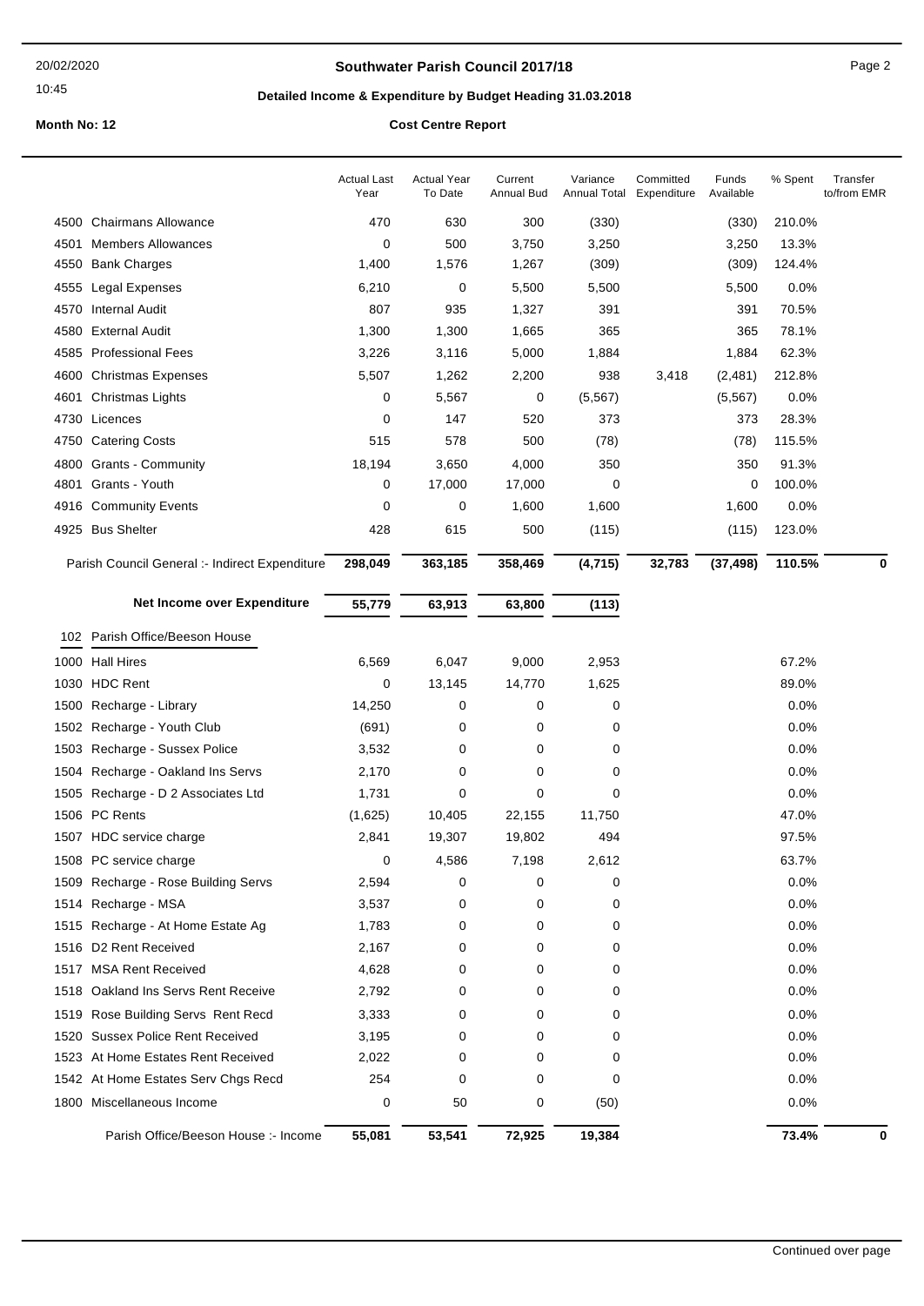**Southwater Parish Council 2017/18**

**Detailed Income & Expenditure by Budget Heading 31.03.2018**

**Month No: 12**

**Cost Centre Report**

| | | Actual Last Year | Actual Year To Date | Current Annual Bud | Variance Annual Total | Committed Expenditure | Funds Available | % Spent | Transfer to/from EMR |
|---|---|---|---|---|---|---|---|---|---|
| 4500 | Chairmans Allowance | 470 | 630 | 300 | (330) | | (330) | 210.0% | |
| 4501 | Members Allowances | 0 | 500 | 3,750 | 3,250 | | 3,250 | 13.3% | |
| 4550 | Bank Charges | 1,400 | 1,576 | 1,267 | (309) | | (309) | 124.4% | |
| 4555 | Legal Expenses | 6,210 | 0 | 5,500 | 5,500 | | 5,500 | 0.0% | |
| 4570 | Internal Audit | 807 | 935 | 1,327 | 391 | | 391 | 70.5% | |
| 4580 | External Audit | 1,300 | 1,300 | 1,665 | 365 | | 365 | 78.1% | |
| 4585 | Professional Fees | 3,226 | 3,116 | 5,000 | 1,884 | | 1,884 | 62.3% | |
| 4600 | Christmas Expenses | 5,507 | 1,262 | 2,200 | 938 | 3,418 | (2,481) | 212.8% | |
| 4601 | Christmas Lights | 0 | 5,567 | 0 | (5,567) | | (5,567) | 0.0% | |
| 4730 | Licences | 0 | 147 | 520 | 373 | | 373 | 28.3% | |
| 4750 | Catering Costs | 515 | 578 | 500 | (78) | | (78) | 115.5% | |
| 4800 | Grants - Community | 18,194 | 3,650 | 4,000 | 350 | | 350 | 91.3% | |
| 4801 | Grants - Youth | 0 | 17,000 | 17,000 | 0 | | 0 | 100.0% | |
| 4916 | Community Events | 0 | 0 | 1,600 | 1,600 | | 1,600 | 0.0% | |
| 4925 | Bus Shelter | 428 | 615 | 500 | (115) | | (115) | 123.0% | |
| | **Parish Council General :- Indirect Expenditure** | **298,049** | **363,185** | **358,469** | **(4,715)** | **32,783** | **(37,498)** | **110.5%** | **0** |
| | **Net Income over Expenditure** | **55,779** | **63,913** | **63,800** | **(113)** | | | | |
| 102 | Parish Office/Beeson House | | | | | | | | |
| 1000 | Hall Hires | 6,569 | 6,047 | 9,000 | 2,953 | | | 67.2% | |
| 1030 | HDC Rent | 0 | 13,145 | 14,770 | 1,625 | | | 89.0% | |
| 1500 | Recharge - Library | 14,250 | 0 | 0 | 0 | | | 0.0% | |
| 1502 | Recharge - Youth Club | (691) | 0 | 0 | 0 | | | 0.0% | |
| 1503 | Recharge - Sussex Police | 3,532 | 0 | 0 | 0 | | | 0.0% | |
| 1504 | Recharge - Oakland Ins Servs | 2,170 | 0 | 0 | 0 | | | 0.0% | |
| 1505 | Recharge - D 2 Associates Ltd | 1,731 | 0 | 0 | 0 | | | 0.0% | |
| 1506 | PC Rents | (1,625) | 10,405 | 22,155 | 11,750 | | | 47.0% | |
| 1507 | HDC service charge | 2,841 | 19,307 | 19,802 | 494 | | | 97.5% | |
| 1508 | PC service charge | 0 | 4,586 | 7,198 | 2,612 | | | 63.7% | |
| 1509 | Recharge - Rose Building Servs | 2,594 | 0 | 0 | 0 | | | 0.0% | |
| 1514 | Recharge - MSA | 3,537 | 0 | 0 | 0 | | | 0.0% | |
| 1515 | Recharge - At Home Estate Ag | 1,783 | 0 | 0 | 0 | | | 0.0% | |
| 1516 | D2 Rent Received | 2,167 | 0 | 0 | 0 | | | 0.0% | |
| 1517 | MSA Rent Received | 4,628 | 0 | 0 | 0 | | | 0.0% | |
| 1518 | Oakland Ins Servs Rent Receive | 2,792 | 0 | 0 | 0 | | | 0.0% | |
| 1519 | Rose Building Servs Rent Recd | 3,333 | 0 | 0 | 0 | | | 0.0% | |
| 1520 | Sussex Police Rent Received | 3,195 | 0 | 0 | 0 | | | 0.0% | |
| 1523 | At Home Estates Rent Received | 2,022 | 0 | 0 | 0 | | | 0.0% | |
| 1542 | At Home Estates Serv Chgs Recd | 254 | 0 | 0 | 0 | | | 0.0% | |
| 1800 | Miscellaneous Income | 0 | 50 | 0 | (50) | | | 0.0% | |
| | **Parish Office/Beeson House :- Income** | **55,081** | **53,541** | **72,925** | **19,384** | | | **73.4%** | **0** |

Continued over page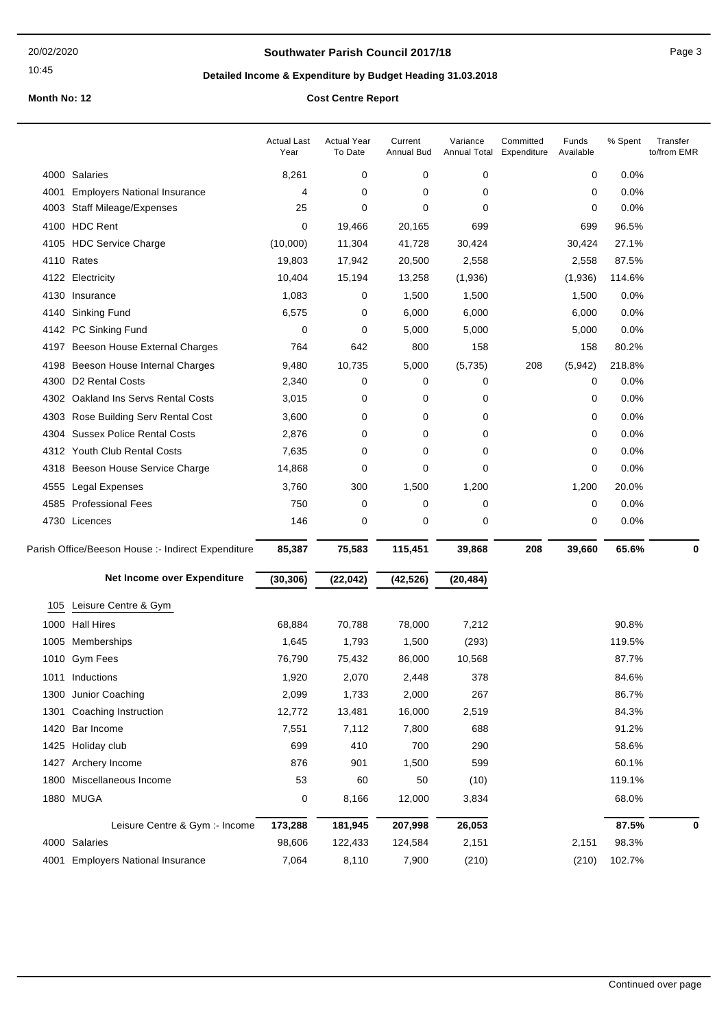# Southwater Parish Council 2017/18

## Detailed Income & Expenditure by Budget Heading 31.03.2018

**Month No: 12** **Cost Centre Report**

| | | Actual Last Year | Actual Year To Date | Current Annual Bud | Variance Annual Total | Committed Expenditure | Funds Available | % Spent | Transfer to/from EMR |
|---|---|---|---|---|---|---|---|---|---|
| 4000 | Salaries | 8,261 | 0 | 0 | 0 | | 0 | 0.0% | |
| 4001 | Employers National Insurance | 4 | 0 | 0 | 0 | | 0 | 0.0% | |
| 4003 | Staff Mileage/Expenses | 25 | 0 | 0 | 0 | | 0 | 0.0% | |
| 4100 | HDC Rent | 0 | 19,466 | 20,165 | 699 | | 699 | 96.5% | |
| 4105 | HDC Service Charge | (10,000) | 11,304 | 41,728 | 30,424 | | 30,424 | 27.1% | |
| 4110 | Rates | 19,803 | 17,942 | 20,500 | 2,558 | | 2,558 | 87.5% | |
| 4122 | Electricity | 10,404 | 15,194 | 13,258 | (1,936) | | (1,936) | 114.6% | |
| 4130 | Insurance | 1,083 | 0 | 1,500 | 1,500 | | 1,500 | 0.0% | |
| 4140 | Sinking Fund | 6,575 | 0 | 6,000 | 6,000 | | 6,000 | 0.0% | |
| 4142 | PC Sinking Fund | 0 | 0 | 5,000 | 5,000 | | 5,000 | 0.0% | |
| 4197 | Beeson House External Charges | 764 | 642 | 800 | 158 | | 158 | 80.2% | |
| 4198 | Beeson House Internal Charges | 9,480 | 10,735 | 5,000 | (5,735) | 208 | (5,942) | 218.8% | |
| 4300 | D2 Rental Costs | 2,340 | 0 | 0 | 0 | | 0 | 0.0% | |
| 4302 | Oakland Ins Servs Rental Costs | 3,015 | 0 | 0 | 0 | | 0 | 0.0% | |
| 4303 | Rose Building Serv Rental Cost | 3,600 | 0 | 0 | 0 | | 0 | 0.0% | |
| 4304 | Sussex Police Rental Costs | 2,876 | 0 | 0 | 0 | | 0 | 0.0% | |
| 4312 | Youth Club Rental Costs | 7,635 | 0 | 0 | 0 | | 0 | 0.0% | |
| 4318 | Beeson House Service Charge | 14,868 | 0 | 0 | 0 | | 0 | 0.0% | |
| 4555 | Legal Expenses | 3,760 | 300 | 1,500 | 1,200 | | 1,200 | 20.0% | |
| 4585 | Professional Fees | 750 | 0 | 0 | 0 | | 0 | 0.0% | |
| 4730 | Licences | 146 | 0 | 0 | 0 | | 0 | 0.0% | |
| | Parish Office/Beeson House :- Indirect Expenditure | **85,387** | **75,583** | **115,451** | **39,868** | **208** | **39,660** | **65.6%** | **0** |
| | **Net Income over Expenditure** | **(30,306)** | **(22,042)** | **(42,526)** | **(20,484)** | | | | |
| 105 | Leisure Centre & Gym | | | | | | | | |
| 1000 | Hall Hires | 68,884 | 70,788 | 78,000 | 7,212 | | | 90.8% | |
| 1005 | Memberships | 1,645 | 1,793 | 1,500 | (293) | | | 119.5% | |
| 1010 | Gym Fees | 76,790 | 75,432 | 86,000 | 10,568 | | | 87.7% | |
| 1011 | Inductions | 1,920 | 2,070 | 2,448 | 378 | | | 84.6% | |
| 1300 | Junior Coaching | 2,099 | 1,733 | 2,000 | 267 | | | 86.7% | |
| 1301 | Coaching Instruction | 12,772 | 13,481 | 16,000 | 2,519 | | | 84.3% | |
| 1420 | Bar Income | 7,551 | 7,112 | 7,800 | 688 | | | 91.2% | |
| 1425 | Holiday club | 699 | 410 | 700 | 290 | | | 58.6% | |
| 1427 | Archery Income | 876 | 901 | 1,500 | 599 | | | 60.1% | |
| 1800 | Miscellaneous Income | 53 | 60 | 50 | (10) | | | 119.1% | |
| 1880 | MUGA | 0 | 8,166 | 12,000 | 3,834 | | | 68.0% | |
| | Leisure Centre & Gym :- Income | **173,288** | **181,945** | **207,998** | **26,053** | | | **87.5%** | **0** |
| 4000 | Salaries | 98,606 | 122,433 | 124,584 | 2,151 | | 2,151 | 98.3% | |
| 4001 | Employers National Insurance | 7,064 | 8,110 | 7,900 | (210) | | (210) | 102.7% | |

Continued over page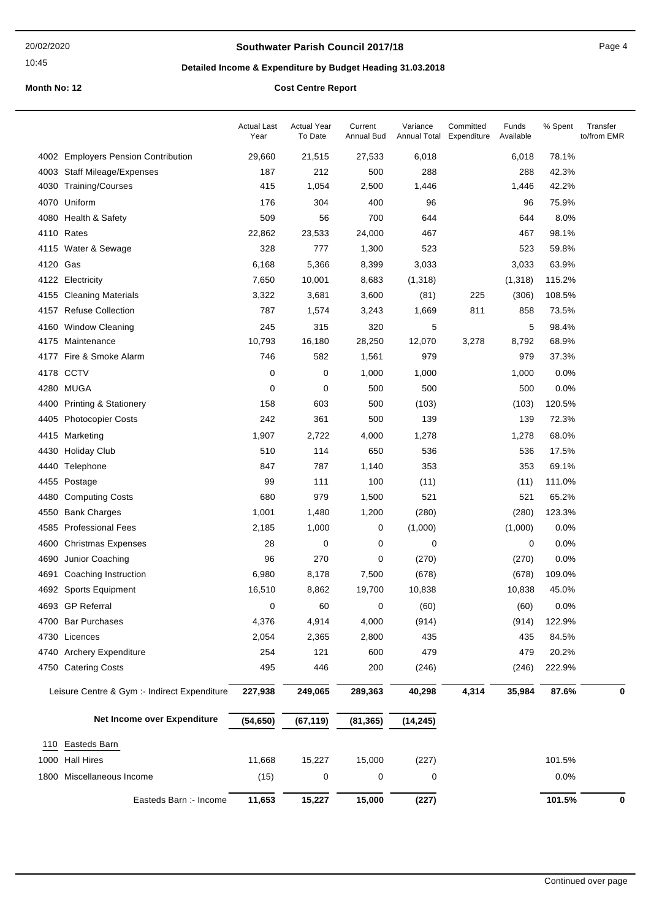**Southwater Parish Council 2017/18**

**Detailed Income & Expenditure by Budget Heading 31.03.2018**

**Month No: 12** | **Cost Centre Report**

| | Actual Last Year | Actual Year To Date | Current Annual Bud | Variance Annual Total | Committed Expenditure | Funds Available | % Spent | Transfer to/from EMR |
|---|---|---|---|---|---|---|---|---|
| 4002 Employers Pension Contribution | 29,660 | 21,515 | 27,533 | 6,018 | | 6,018 | 78.1% | |
| 4003 Staff Mileage/Expenses | 187 | 212 | 500 | 288 | | 288 | 42.3% | |
| 4030 Training/Courses | 415 | 1,054 | 2,500 | 1,446 | | 1,446 | 42.2% | |
| 4070 Uniform | 176 | 304 | 400 | 96 | | 96 | 75.9% | |
| 4080 Health & Safety | 509 | 56 | 700 | 644 | | 644 | 8.0% | |
| 4110 Rates | 22,862 | 23,533 | 24,000 | 467 | | 467 | 98.1% | |
| 4115 Water & Sewage | 328 | 777 | 1,300 | 523 | | 523 | 59.8% | |
| 4120 Gas | 6,168 | 5,366 | 8,399 | 3,033 | | 3,033 | 63.9% | |
| 4122 Electricity | 7,650 | 10,001 | 8,683 | (1,318) | | (1,318) | 115.2% | |
| 4155 Cleaning Materials | 3,322 | 3,681 | 3,600 | (81) | 225 | (306) | 108.5% | |
| 4157 Refuse Collection | 787 | 1,574 | 3,243 | 1,669 | 811 | 858 | 73.5% | |
| 4160 Window Cleaning | 245 | 315 | 320 | 5 | | 5 | 98.4% | |
| 4175 Maintenance | 10,793 | 16,180 | 28,250 | 12,070 | 3,278 | 8,792 | 68.9% | |
| 4177 Fire & Smoke Alarm | 746 | 582 | 1,561 | 979 | | 979 | 37.3% | |
| 4178 CCTV | 0 | 0 | 1,000 | 1,000 | | 1,000 | 0.0% | |
| 4280 MUGA | 0 | 0 | 500 | 500 | | 500 | 0.0% | |
| 4400 Printing & Stationery | 158 | 603 | 500 | (103) | | (103) | 120.5% | |
| 4405 Photocopier Costs | 242 | 361 | 500 | 139 | | 139 | 72.3% | |
| 4415 Marketing | 1,907 | 2,722 | 4,000 | 1,278 | | 1,278 | 68.0% | |
| 4430 Holiday Club | 510 | 114 | 650 | 536 | | 536 | 17.5% | |
| 4440 Telephone | 847 | 787 | 1,140 | 353 | | 353 | 69.1% | |
| 4455 Postage | 99 | 111 | 100 | (11) | | (11) | 111.0% | |
| 4480 Computing Costs | 680 | 979 | 1,500 | 521 | | 521 | 65.2% | |
| 4550 Bank Charges | 1,001 | 1,480 | 1,200 | (280) | | (280) | 123.3% | |
| 4585 Professional Fees | 2,185 | 1,000 | 0 | (1,000) | | (1,000) | 0.0% | |
| 4600 Christmas Expenses | 28 | 0 | 0 | 0 | | 0 | 0.0% | |
| 4690 Junior Coaching | 96 | 270 | 0 | (270) | | (270) | 0.0% | |
| 4691 Coaching Instruction | 6,980 | 8,178 | 7,500 | (678) | | (678) | 109.0% | |
| 4692 Sports Equipment | 16,510 | 8,862 | 19,700 | 10,838 | | 10,838 | 45.0% | |
| 4693 GP Referral | 0 | 60 | 0 | (60) | | (60) | 0.0% | |
| 4700 Bar Purchases | 4,376 | 4,914 | 4,000 | (914) | | (914) | 122.9% | |
| 4730 Licences | 2,054 | 2,365 | 2,800 | 435 | | 435 | 84.5% | |
| 4740 Archery Expenditure | 254 | 121 | 600 | 479 | | 479 | 20.2% | |
| 4750 Catering Costs | 495 | 446 | 200 | (246) | | (246) | 222.9% | |
| **Leisure Centre & Gym :- Indirect Expenditure** | **227,938** | **249,065** | **289,363** | **40,298** | **4,314** | **35,984** | **87.6%** | **0** |
| **Net Income over Expenditure** | **(54,650)** | **(67,119)** | **(81,365)** | **(14,245)** | | | | |
| 110 Easteds Barn | | | | | | | | |
| 1000 Hall Hires | 11,668 | 15,227 | 15,000 | (227) | | | 101.5% | |
| 1800 Miscellaneous Income | (15) | 0 | 0 | 0 | | | 0.0% | |
| **Easteds Barn :- Income** | **11,653** | **15,227** | **15,000** | **(227)** | | | **101.5%** | **0** |

Continued over page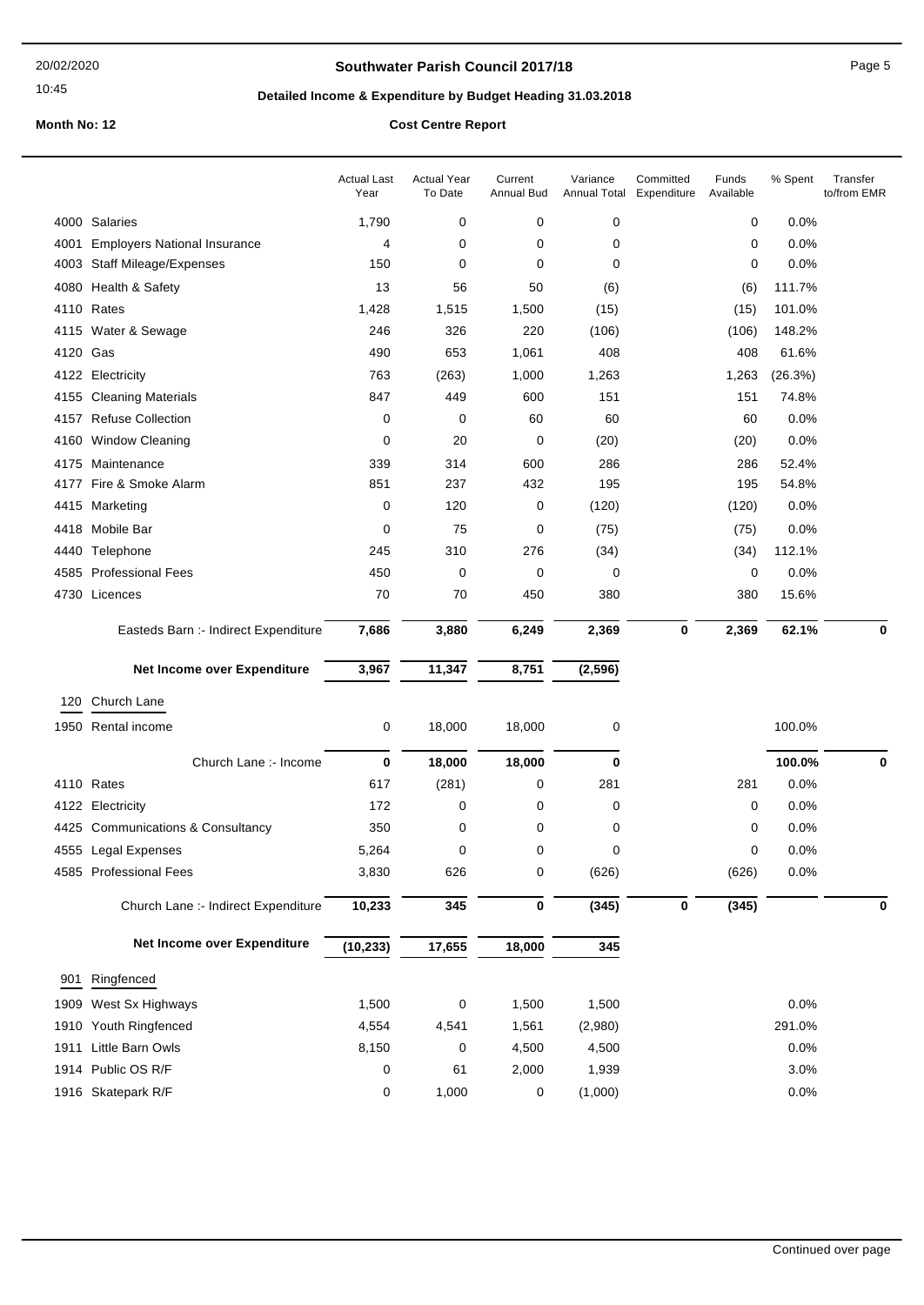# Southwater Parish Council 2017/18

## Detailed Income & Expenditure by Budget Heading 31.03.2018

**Month No: 12** **Cost Centre Report**

| | | Actual Last Year | Actual Year To Date | Current Annual Bud | Variance Annual Total | Committed Expenditure | Funds Available | % Spent | Transfer to/from EMR |
|---|---|---|---|---|---|---|---|---|---|
| 4000 | Salaries | 1,790 | 0 | 0 | 0 | | 0 | 0.0% | |
| 4001 | Employers National Insurance | 4 | 0 | 0 | 0 | | 0 | 0.0% | |
| 4003 | Staff Mileage/Expenses | 150 | 0 | 0 | 0 | | 0 | 0.0% | |
| 4080 | Health & Safety | 13 | 56 | 50 | (6) | | (6) | 111.7% | |
| 4110 | Rates | 1,428 | 1,515 | 1,500 | (15) | | (15) | 101.0% | |
| 4115 | Water & Sewage | 246 | 326 | 220 | (106) | | (106) | 148.2% | |
| 4120 | Gas | 490 | 653 | 1,061 | 408 | | 408 | 61.6% | |
| 4122 | Electricity | 763 | (263) | 1,000 | 1,263 | | 1,263 | (26.3%) | |
| 4155 | Cleaning Materials | 847 | 449 | 600 | 151 | | 151 | 74.8% | |
| 4157 | Refuse Collection | 0 | 0 | 60 | 60 | | 60 | 0.0% | |
| 4160 | Window Cleaning | 0 | 20 | 0 | (20) | | (20) | 0.0% | |
| 4175 | Maintenance | 339 | 314 | 600 | 286 | | 286 | 52.4% | |
| 4177 | Fire & Smoke Alarm | 851 | 237 | 432 | 195 | | 195 | 54.8% | |
| 4415 | Marketing | 0 | 120 | 0 | (120) | | (120) | 0.0% | |
| 4418 | Mobile Bar | 0 | 75 | 0 | (75) | | (75) | 0.0% | |
| 4440 | Telephone | 245 | 310 | 276 | (34) | | (34) | 112.1% | |
| 4585 | Professional Fees | 450 | 0 | 0 | 0 | | 0 | 0.0% | |
| 4730 | Licences | 70 | 70 | 450 | 380 | | 380 | 15.6% | |
| | **Easteds Barn :- Indirect Expenditure** | **7,686** | **3,880** | **6,249** | **2,369** | **0** | **2,369** | **62.1%** | **0** |
| | **Net Income over Expenditure** | **3,967** | **11,347** | **8,751** | **(2,596)** | | | | |
| 120 | Church Lane | | | | | | | | |
| 1950 | Rental income | 0 | 18,000 | 18,000 | 0 | | | 100.0% | |
| | **Church Lane :- Income** | **0** | **18,000** | **18,000** | **0** | | | **100.0%** | **0** |
| 4110 | Rates | 617 | (281) | 0 | 281 | | 281 | 0.0% | |
| 4122 | Electricity | 172 | 0 | 0 | 0 | | 0 | 0.0% | |
| 4425 | Communications & Consultancy | 350 | 0 | 0 | 0 | | 0 | 0.0% | |
| 4555 | Legal Expenses | 5,264 | 0 | 0 | 0 | | 0 | 0.0% | |
| 4585 | Professional Fees | 3,830 | 626 | 0 | (626) | | (626) | 0.0% | |
| | **Church Lane :- Indirect Expenditure** | **10,233** | **345** | **0** | **(345)** | **0** | **(345)** | | **0** |
| | **Net Income over Expenditure** | **(10,233)** | **17,655** | **18,000** | **345** | | | | |
| 901 | Ringfenced | | | | | | | | |
| 1909 | West Sx Highways | 1,500 | 0 | 1,500 | 1,500 | | | 0.0% | |
| 1910 | Youth Ringfenced | 4,554 | 4,541 | 1,561 | (2,980) | | | 291.0% | |
| 1911 | Little Barn Owls | 8,150 | 0 | 4,500 | 4,500 | | | 0.0% | |
| 1914 | Public OS R/F | 0 | 61 | 2,000 | 1,939 | | | 3.0% | |
| 1916 | Skatepark R/F | 0 | 1,000 | 0 | (1,000) | | | 0.0% | |

Continued over page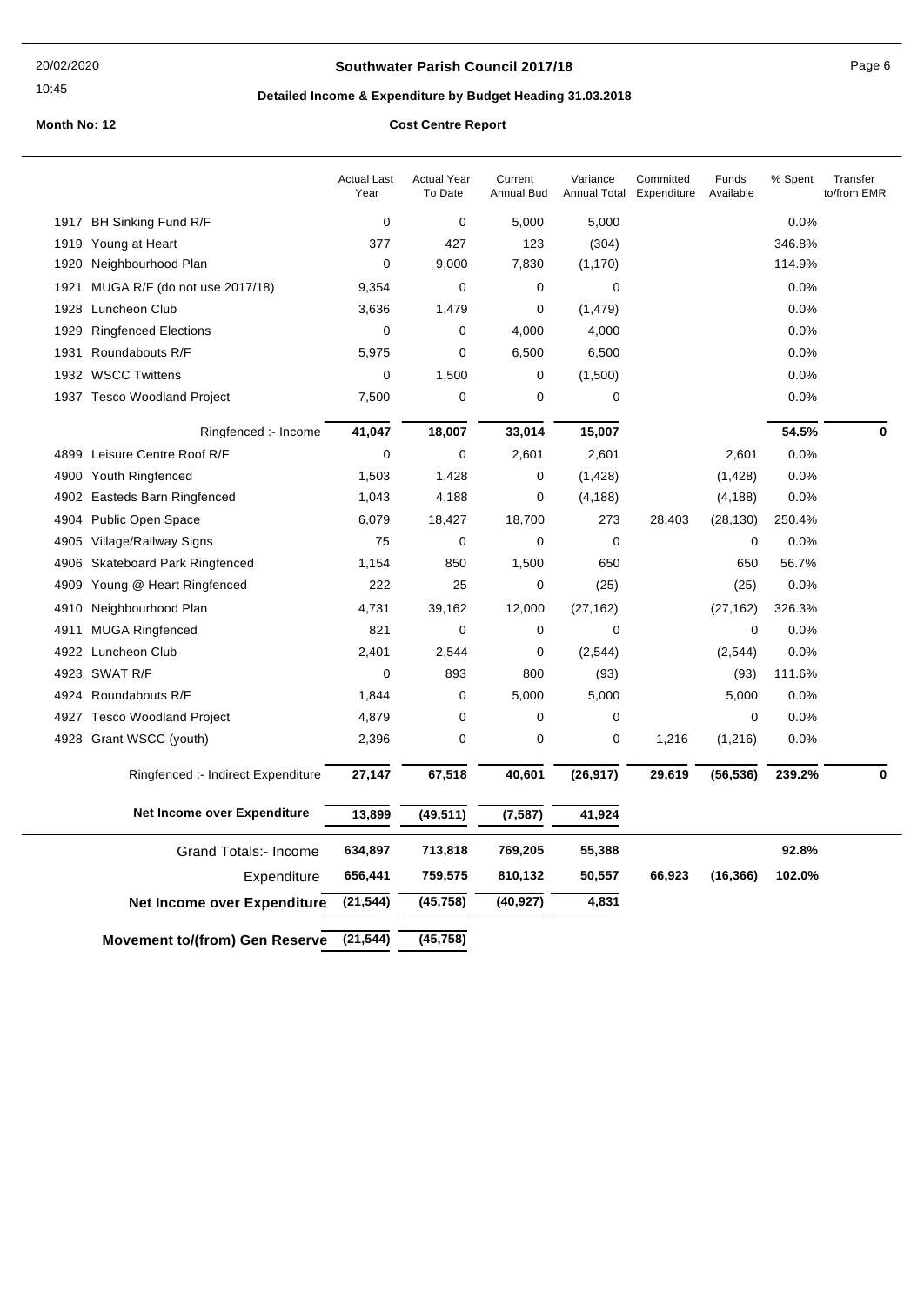# Southwater Parish Council 2017/18

**Detailed Income & Expenditure by Budget Heading 31.03.2018**

**Month No: 12** | **Cost Centre Report**

| | | Actual Last Year | Actual Year To Date | Current Annual Bud | Variance Annual Total | Committed Expenditure | Funds Available | % Spent | Transfer to/from EMR |
|---|---|---|---|---|---|---|---|---|---|
| 1917 | BH Sinking Fund R/F | 0 | 0 | 5,000 | 5,000 | | | 0.0% | |
| 1919 | Young at Heart | 377 | 427 | 123 | (304) | | | 346.8% | |
| 1920 | Neighbourhood Plan | 0 | 9,000 | 7,830 | (1,170) | | | 114.9% | |
| 1921 | MUGA R/F (do not use 2017/18) | 9,354 | 0 | 0 | 0 | | | 0.0% | |
| 1928 | Luncheon Club | 3,636 | 1,479 | 0 | (1,479) | | | 0.0% | |
| 1929 | Ringfenced Elections | 0 | 0 | 4,000 | 4,000 | | | 0.0% | |
| 1931 | Roundabouts R/F | 5,975 | 0 | 6,500 | 6,500 | | | 0.0% | |
| 1932 | WSCC Twittens | 0 | 1,500 | 0 | (1,500) | | | 0.0% | |
| 1937 | Tesco Woodland Project | 7,500 | 0 | 0 | 0 | | | 0.0% | |
| | Ringfenced :- Income | **41,047** | **18,007** | **33,014** | **15,007** | | | **54.5%** | **0** |
| 4899 | Leisure Centre Roof R/F | 0 | 0 | 2,601 | 2,601 | | 2,601 | 0.0% | |
| 4900 | Youth Ringfenced | 1,503 | 1,428 | 0 | (1,428) | | (1,428) | 0.0% | |
| 4902 | Easteds Barn Ringfenced | 1,043 | 4,188 | 0 | (4,188) | | (4,188) | 0.0% | |
| 4904 | Public Open Space | 6,079 | 18,427 | 18,700 | 273 | 28,403 | (28,130) | 250.4% | |
| 4905 | Village/Railway Signs | 75 | 0 | 0 | 0 | | 0 | 0.0% | |
| 4906 | Skateboard Park Ringfenced | 1,154 | 850 | 1,500 | 650 | | 650 | 56.7% | |
| 4909 | Young @ Heart Ringfenced | 222 | 25 | 0 | (25) | | (25) | 0.0% | |
| 4910 | Neighbourhood Plan | 4,731 | 39,162 | 12,000 | (27,162) | | (27,162) | 326.3% | |
| 4911 | MUGA Ringfenced | 821 | 0 | 0 | 0 | | 0 | 0.0% | |
| 4922 | Luncheon Club | 2,401 | 2,544 | 0 | (2,544) | | (2,544) | 0.0% | |
| 4923 | SWAT R/F | 0 | 893 | 800 | (93) | | (93) | 111.6% | |
| 4924 | Roundabouts R/F | 1,844 | 0 | 5,000 | 5,000 | | 5,000 | 0.0% | |
| 4927 | Tesco Woodland Project | 4,879 | 0 | 0 | 0 | | 0 | 0.0% | |
| 4928 | Grant WSCC (youth) | 2,396 | 0 | 0 | 0 | 1,216 | (1,216) | 0.0% | |
| | Ringfenced :- Indirect Expenditure | **27,147** | **67,518** | **40,601** | **(26,917)** | **29,619** | **(56,536)** | **239.2%** | **0** |
| | **Net Income over Expenditure** | **13,899** | **(49,511)** | **(7,587)** | **41,924** | | | | |
| | Grand Totals:- Income | **634,897** | **713,818** | **769,205** | **55,388** | | | **92.8%** | |
| | Expenditure | **656,441** | **759,575** | **810,132** | **50,557** | **66,923** | **(16,366)** | **102.0%** | |
| | **Net Income over Expenditure** | **(21,544)** | **(45,758)** | **(40,927)** | **4,831** | | | | |
| | **Movement to/(from) Gen Reserve** | **(21,544)** | **(45,758)** | | | | | | |